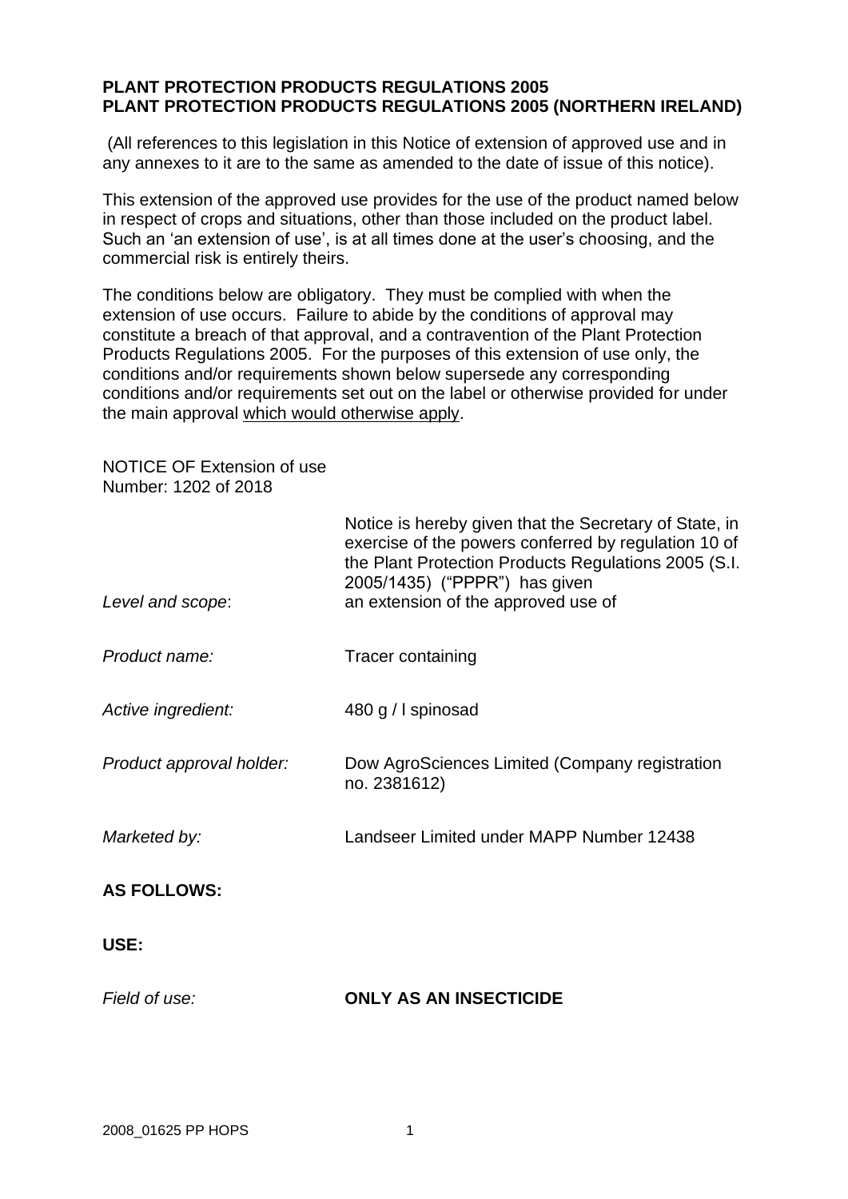**PLANT PROTECTION PRODUCTS REGULATIONS 2005**
**PLANT PROTECTION PRODUCTS REGULATIONS 2005 (NORTHERN IRELAND)**

(All references to this legislation in this Notice of extension of approved use and in any annexes to it are to the same as amended to the date of issue of this notice).

This extension of the approved use provides for the use of the product named below in respect of crops and situations, other than those included on the product label. Such an 'an extension of use', is at all times done at the user's choosing, and the commercial risk is entirely theirs.

The conditions below are obligatory. They must be complied with when the extension of use occurs. Failure to abide by the conditions of approval may constitute a breach of that approval, and a contravention of the Plant Protection Products Regulations 2005. For the purposes of this extension of use only, the conditions and/or requirements shown below supersede any corresponding conditions and/or requirements set out on the label or otherwise provided for under the main approval which would otherwise apply.

NOTICE OF Extension of use
Number: 1202 of 2018

*Level and scope*: Notice is hereby given that the Secretary of State, in exercise of the powers conferred by regulation 10 of the Plant Protection Products Regulations 2005 (S.I. 2005/1435) ("PPPR") has given an extension of the approved use of

*Product name:* Tracer containing

*Active ingredient:* 480 g / l spinosad

*Product approval holder:* Dow AgroSciences Limited (Company registration no. 2381612)

*Marketed by:* Landseer Limited under MAPP Number 12438

**AS FOLLOWS:**

**USE:**

*Field of use:* **ONLY AS AN INSECTICIDE**

2008_01625 PP HOPS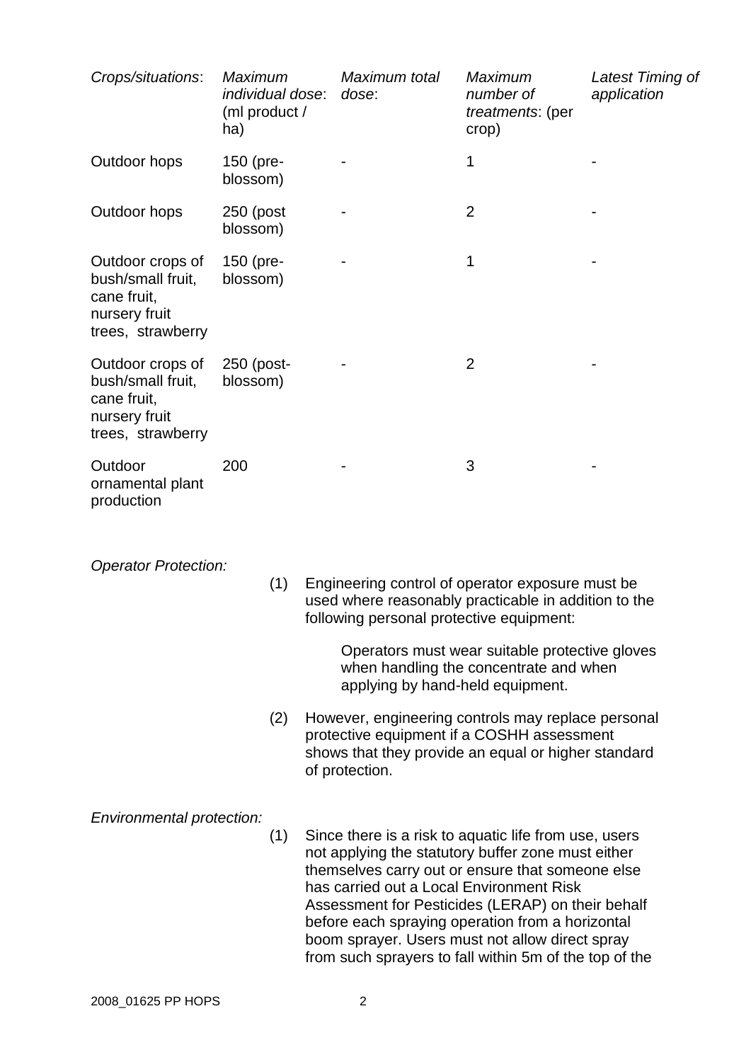| *Crops/situations*: | *Maximum individual dose*: (ml product / ha) | *Maximum total dose*: | *Maximum number of treatments*: (per crop) | *Latest Timing of application* |
| --- | --- | --- | --- | --- |
| Outdoor hops | 150 (pre-blossom) | - | 1 | - |
| Outdoor hops | 250 (post blossom) | - | 2 | - |
| Outdoor crops of bush/small fruit, cane fruit, nursery fruit trees, strawberry | 150 (pre-blossom) | - | 1 | - |
| Outdoor crops of bush/small fruit, cane fruit, nursery fruit trees, strawberry | 250 (post-blossom) | - | 2 | - |
| Outdoor ornamental plant production | 200 | - | 3 | - |

*Operator Protection:*

(1) Engineering control of operator exposure must be used where reasonably practicable in addition to the following personal protective equipment:

> Operators must wear suitable protective gloves when handling the concentrate and when applying by hand-held equipment.

(2) However, engineering controls may replace personal protective equipment if a COSHH assessment shows that they provide an equal or higher standard of protection.

*Environmental protection:*

(1) Since there is a risk to aquatic life from use, users not applying the statutory buffer zone must either themselves carry out or ensure that someone else has carried out a Local Environment Risk Assessment for Pesticides (LERAP) on their behalf before each spraying operation from a horizontal boom sprayer. Users must not allow direct spray from such sprayers to fall within 5m of the top of the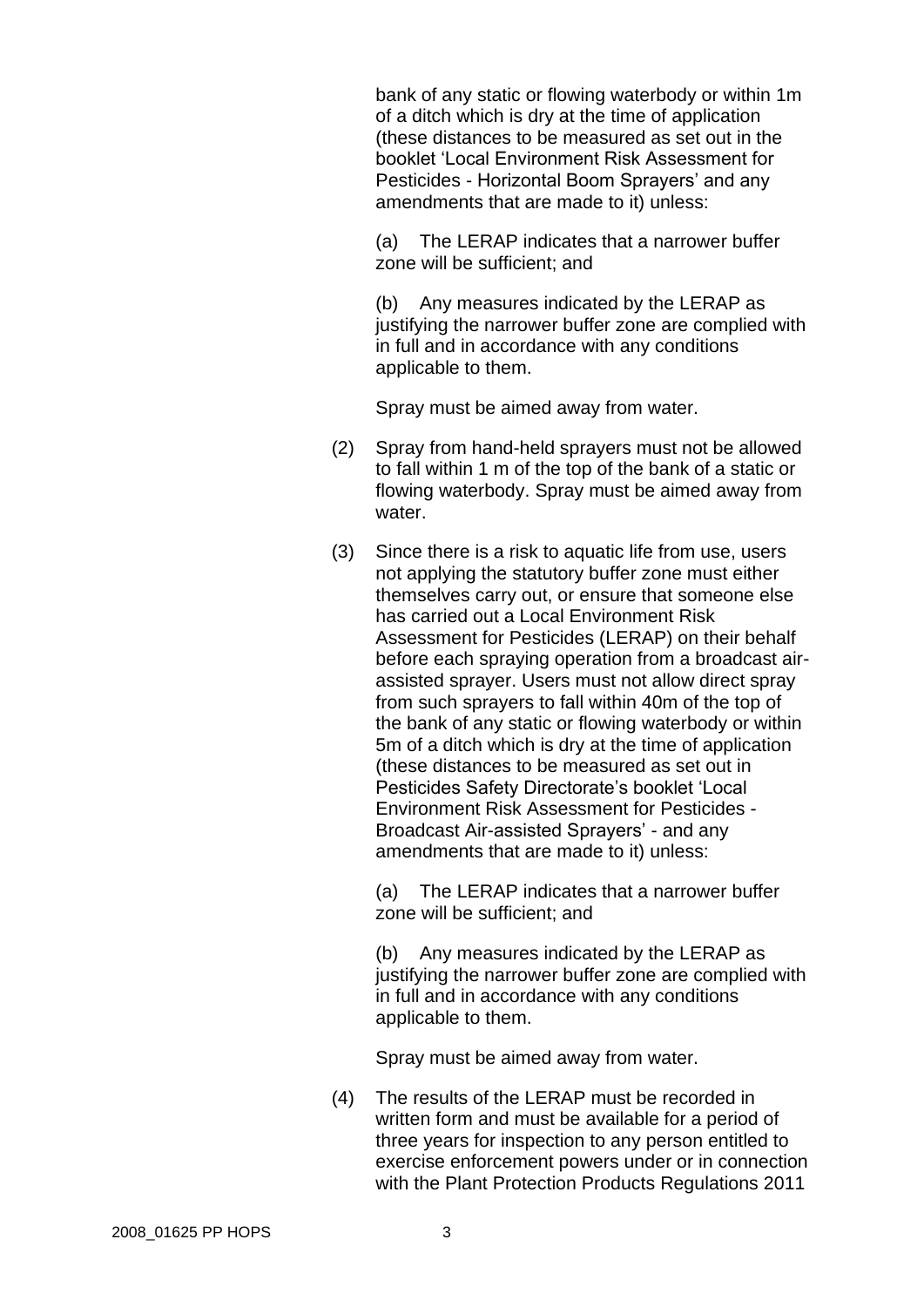bank of any static or flowing waterbody or within 1m of a ditch which is dry at the time of application (these distances to be measured as set out in the booklet 'Local Environment Risk Assessment for Pesticides - Horizontal Boom Sprayers' and any amendments that are made to it) unless:

(a) The LERAP indicates that a narrower buffer zone will be sufficient; and

(b) Any measures indicated by the LERAP as justifying the narrower buffer zone are complied with in full and in accordance with any conditions applicable to them.

Spray must be aimed away from water.

(2) Spray from hand-held sprayers must not be allowed to fall within 1 m of the top of the bank of a static or flowing waterbody. Spray must be aimed away from water.

(3) Since there is a risk to aquatic life from use, users not applying the statutory buffer zone must either themselves carry out, or ensure that someone else has carried out a Local Environment Risk Assessment for Pesticides (LERAP) on their behalf before each spraying operation from a broadcast air-assisted sprayer. Users must not allow direct spray from such sprayers to fall within 40m of the top of the bank of any static or flowing waterbody or within 5m of a ditch which is dry at the time of application (these distances to be measured as set out in Pesticides Safety Directorate's booklet 'Local Environment Risk Assessment for Pesticides - Broadcast Air-assisted Sprayers' - and any amendments that are made to it) unless:

(a) The LERAP indicates that a narrower buffer zone will be sufficient; and

(b) Any measures indicated by the LERAP as justifying the narrower buffer zone are complied with in full and in accordance with any conditions applicable to them.

Spray must be aimed away from water.

(4) The results of the LERAP must be recorded in written form and must be available for a period of three years for inspection to any person entitled to exercise enforcement powers under or in connection with the Plant Protection Products Regulations 2011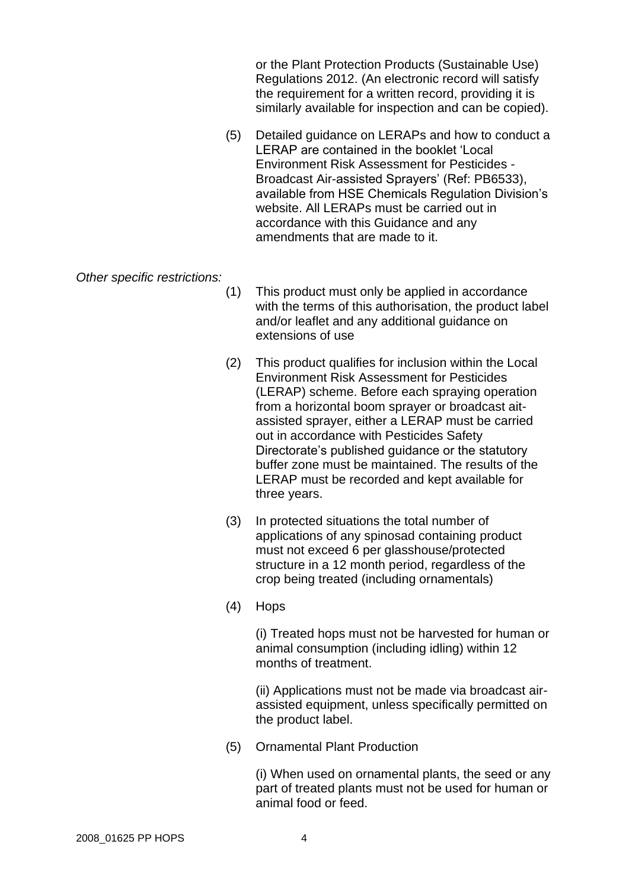or the Plant Protection Products (Sustainable Use) Regulations 2012. (An electronic record will satisfy the requirement for a written record, providing it is similarly available for inspection and can be copied).

(5) Detailed guidance on LERAPs and how to conduct a LERAP are contained in the booklet 'Local Environment Risk Assessment for Pesticides - Broadcast Air-assisted Sprayers' (Ref: PB6533), available from HSE Chemicals Regulation Division's website. All LERAPs must be carried out in accordance with this Guidance and any amendments that are made to it.

*Other specific restrictions:*

(1) This product must only be applied in accordance with the terms of this authorisation, the product label and/or leaflet and any additional guidance on extensions of use

(2) This product qualifies for inclusion within the Local Environment Risk Assessment for Pesticides (LERAP) scheme. Before each spraying operation from a horizontal boom sprayer or broadcast ait-assisted sprayer, either a LERAP must be carried out in accordance with Pesticides Safety Directorate's published guidance or the statutory buffer zone must be maintained. The results of the LERAP must be recorded and kept available for three years.

(3) In protected situations the total number of applications of any spinosad containing product must not exceed 6 per glasshouse/protected structure in a 12 month period, regardless of the crop being treated (including ornamentals)

(4) Hops

(i) Treated hops must not be harvested for human or animal consumption (including idling) within 12 months of treatment.

(ii) Applications must not be made via broadcast air-assisted equipment, unless specifically permitted on the product label.

(5) Ornamental Plant Production

(i) When used on ornamental plants, the seed or any part of treated plants must not be used for human or animal food or feed.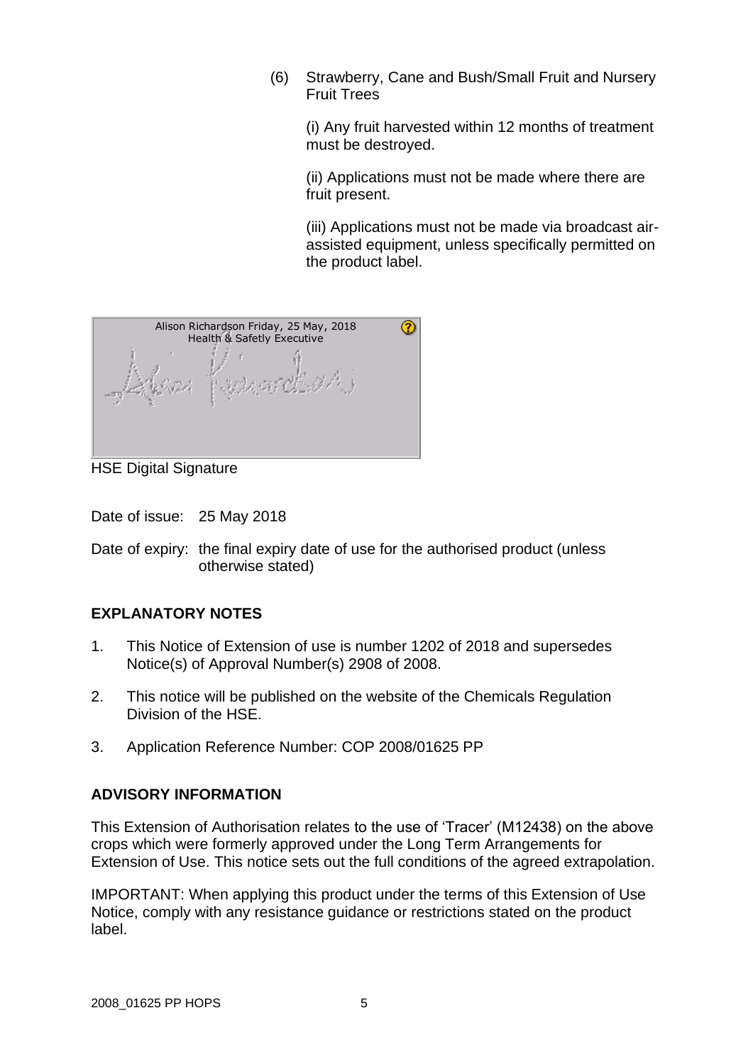(6) Strawberry, Cane and Bush/Small Fruit and Nursery Fruit Trees

(i) Any fruit harvested within 12 months of treatment must be destroyed.

(ii) Applications must not be made where there are fruit present.

(iii) Applications must not be made via broadcast air-assisted equipment, unless specifically permitted on the product label.

Alison Richardson Friday, 25 May, 2018
Health & Safetly Executive

HSE Digital Signature

Date of issue: 25 May 2018

Date of expiry: the final expiry date of use for the authorised product (unless otherwise stated)

## EXPLANATORY NOTES

1. This Notice of Extension of use is number 1202 of 2018 and supersedes Notice(s) of Approval Number(s) 2908 of 2008.
2. This notice will be published on the website of the Chemicals Regulation Division of the HSE.
3. Application Reference Number: COP 2008/01625 PP

## ADVISORY INFORMATION

This Extension of Authorisation relates to the use of 'Tracer' (M12438) on the above crops which were formerly approved under the Long Term Arrangements for Extension of Use. This notice sets out the full conditions of the agreed extrapolation.

IMPORTANT: When applying this product under the terms of this Extension of Use Notice, comply with any resistance guidance or restrictions stated on the product label.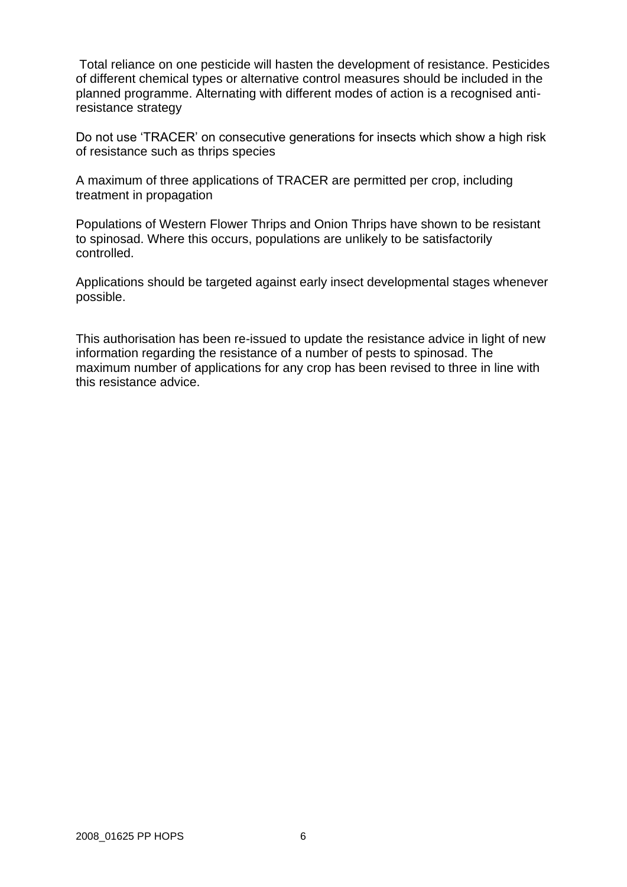Total reliance on one pesticide will hasten the development of resistance. Pesticides of different chemical types or alternative control measures should be included in the planned programme. Alternating with different modes of action is a recognised anti-resistance strategy

Do not use 'TRACER' on consecutive generations for insects which show a high risk of resistance such as thrips species

A maximum of three applications of TRACER are permitted per crop, including treatment in propagation

Populations of Western Flower Thrips and Onion Thrips have shown to be resistant to spinosad. Where this occurs, populations are unlikely to be satisfactorily controlled.

Applications should be targeted against early insect developmental stages whenever possible.

This authorisation has been re-issued to update the resistance advice in light of new information regarding the resistance of a number of pests to spinosad. The maximum number of applications for any crop has been revised to three in line with this resistance advice.